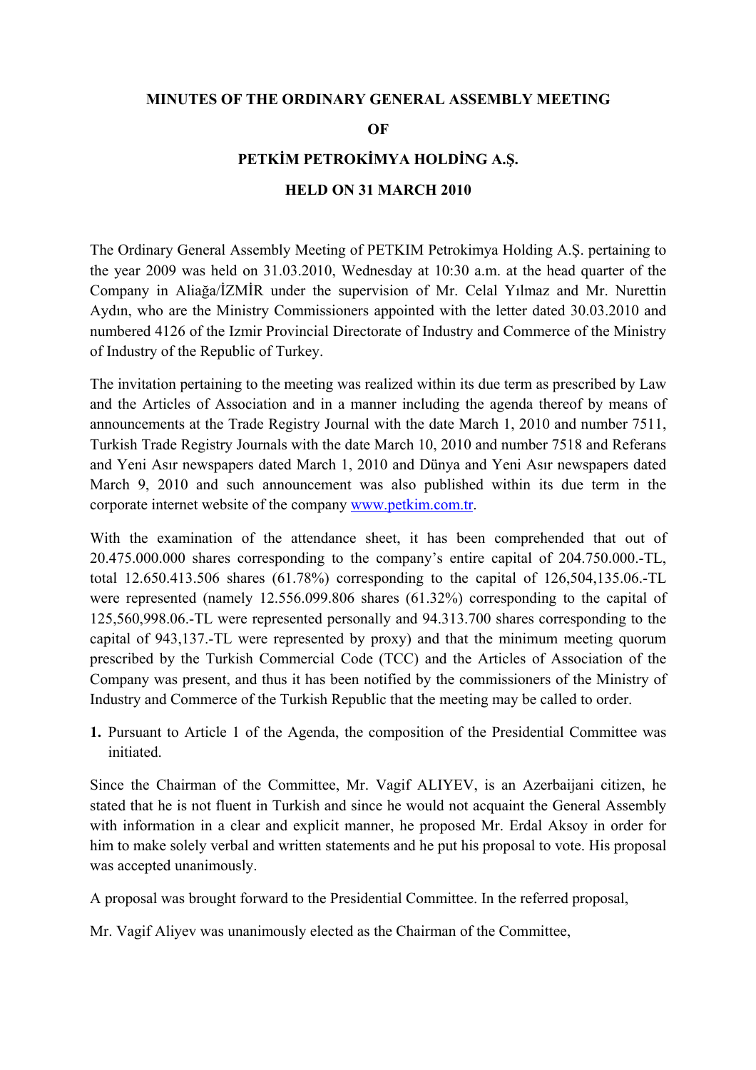# MINUTES OF THE ORDINARY GENERAL ASSEMBLY MEETING

# OF

# PETKİM PETROKİMYA HOLDİNG A.Ş.

# HELD ON 31 MARCH 2010

The Ordinary General Assembly Meeting of PETKIM Petrokimya Holding A.Ş. pertaining to the year 2009 was held on 31.03.2010, Wednesday at 10:30 a.m. at the head quarter of the Company in Aliağa/İZMİR under the supervision of Mr. Celal Yılmaz and Mr. Nurettin Aydın, who are the Ministry Commissioners appointed with the letter dated 30.03.2010 and numbered 4126 of the Izmir Provincial Directorate of Industry and Commerce of the Ministry of Industry of the Republic of Turkey.

The invitation pertaining to the meeting was realized within its due term as prescribed by Law and the Articles of Association and in a manner including the agenda thereof by means of announcements at the Trade Registry Journal with the date March 1, 2010 and number 7511, Turkish Trade Registry Journals with the date March 10, 2010 and number 7518 and Referans and Yeni Asır newspapers dated March 1, 2010 and Dünya and Yeni Asır newspapers dated March 9, 2010 and such announcement was also published within its due term in the corporate internet website of the company www.petkim.com.tr.

With the examination of the attendance sheet, it has been comprehended that out of 20.475.000.000 shares corresponding to the company's entire capital of 204.750.000.-TL, total 12.650.413.506 shares (61.78%) corresponding to the capital of 126,504,135.06.-TL were represented (namely 12.556.099.806 shares (61.32%) corresponding to the capital of 125,560,998.06.-TL were represented personally and 94.313.700 shares corresponding to the capital of 943,137.-TL were represented by proxy) and that the minimum meeting quorum prescribed by the Turkish Commercial Code (TCC) and the Articles of Association of the Company was present, and thus it has been notified by the commissioners of the Ministry of Industry and Commerce of the Turkish Republic that the meeting may be called to order.

1. Pursuant to Article 1 of the Agenda, the composition of the Presidential Committee was initiated.

Since the Chairman of the Committee, Mr. Vagif ALIYEV, is an Azerbaijani citizen, he stated that he is not fluent in Turkish and since he would not acquaint the General Assembly with information in a clear and explicit manner, he proposed Mr. Erdal Aksoy in order for him to make solely verbal and written statements and he put his proposal to vote. His proposal was accepted unanimously.

A proposal was brought forward to the Presidential Committee. In the referred proposal,

Mr. Vagif Aliyev was unanimously elected as the Chairman of the Committee,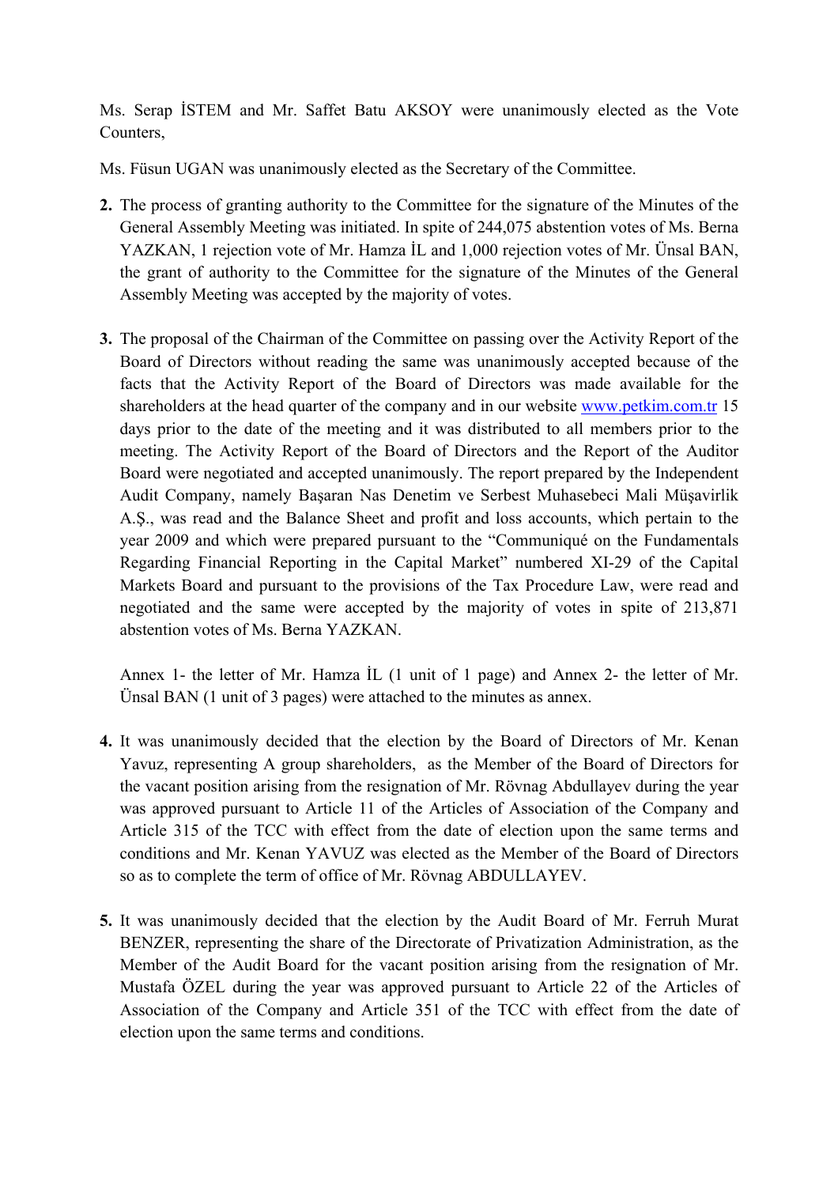Ms. Serap İSTEM and Mr. Saffet Batu AKSOY were unanimously elected as the Vote Counters,

Ms. Füsun UGAN was unanimously elected as the Secretary of the Committee.

2. The process of granting authority to the Committee for the signature of the Minutes of the General Assembly Meeting was initiated. In spite of 244,075 abstention votes of Ms. Berna YAZKAN, 1 rejection vote of Mr. Hamza İL and 1,000 rejection votes of Mr. Ünsal BAN, the grant of authority to the Committee for the signature of the Minutes of the General Assembly Meeting was accepted by the majority of votes.

3. The proposal of the Chairman of the Committee on passing over the Activity Report of the Board of Directors without reading the same was unanimously accepted because of the facts that the Activity Report of the Board of Directors was made available for the shareholders at the head quarter of the company and in our website www.petkim.com.tr 15 days prior to the date of the meeting and it was distributed to all members prior to the meeting. The Activity Report of the Board of Directors and the Report of the Auditor Board were negotiated and accepted unanimously. The report prepared by the Independent Audit Company, namely Başaran Nas Denetim ve Serbest Muhasebeci Mali Müşavirlik A.Ş., was read and the Balance Sheet and profit and loss accounts, which pertain to the year 2009 and which were prepared pursuant to the "Communiqué on the Fundamentals Regarding Financial Reporting in the Capital Market" numbered XI-29 of the Capital Markets Board and pursuant to the provisions of the Tax Procedure Law, were read and negotiated and the same were accepted by the majority of votes in spite of 213,871 abstention votes of Ms. Berna YAZKAN.

   Annex 1- the letter of Mr. Hamza İL (1 unit of 1 page) and Annex 2- the letter of Mr. Ünsal BAN (1 unit of 3 pages) were attached to the minutes as annex.

4. It was unanimously decided that the election by the Board of Directors of Mr. Kenan Yavuz, representing A group shareholders, as the Member of the Board of Directors for the vacant position arising from the resignation of Mr. Rövnag Abdullayev during the year was approved pursuant to Article 11 of the Articles of Association of the Company and Article 315 of the TCC with effect from the date of election upon the same terms and conditions and Mr. Kenan YAVUZ was elected as the Member of the Board of Directors so as to complete the term of office of Mr. Rövnag ABDULLAYEV.

5. It was unanimously decided that the election by the Audit Board of Mr. Ferruh Murat BENZER, representing the share of the Directorate of Privatization Administration, as the Member of the Audit Board for the vacant position arising from the resignation of Mr. Mustafa ÖZEL during the year was approved pursuant to Article 22 of the Articles of Association of the Company and Article 351 of the TCC with effect from the date of election upon the same terms and conditions.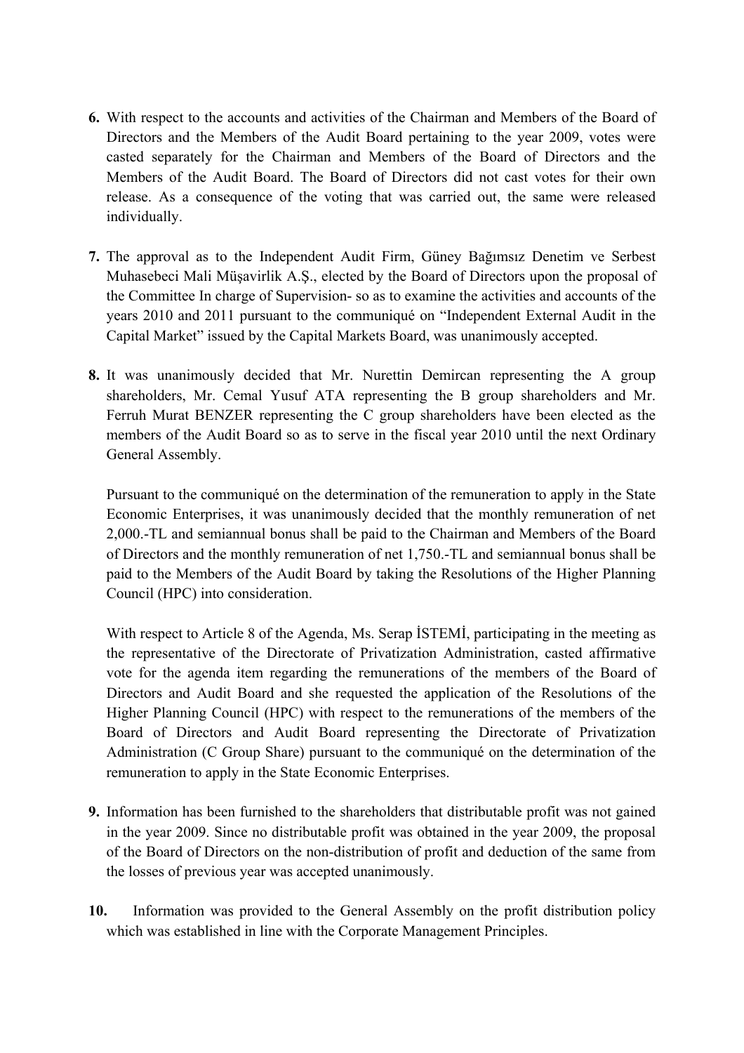6. With respect to the accounts and activities of the Chairman and Members of the Board of Directors and the Members of the Audit Board pertaining to the year 2009, votes were casted separately for the Chairman and Members of the Board of Directors and the Members of the Audit Board. The Board of Directors did not cast votes for their own release. As a consequence of the voting that was carried out, the same were released individually.

7. The approval as to the Independent Audit Firm, Güney Bağımsız Denetim ve Serbest Muhasebeci Mali Müşavirlik A.Ş., elected by the Board of Directors upon the proposal of the Committee In charge of Supervision- so as to examine the activities and accounts of the years 2010 and 2011 pursuant to the communiqué on "Independent External Audit in the Capital Market" issued by the Capital Markets Board, was unanimously accepted.

8. It was unanimously decided that Mr. Nurettin Demircan representing the A group shareholders, Mr. Cemal Yusuf ATA representing the B group shareholders and Mr. Ferruh Murat BENZER representing the C group shareholders have been elected as the members of the Audit Board so as to serve in the fiscal year 2010 until the next Ordinary General Assembly.

   Pursuant to the communiqué on the determination of the remuneration to apply in the State Economic Enterprises, it was unanimously decided that the monthly remuneration of net 2,000.-TL and semiannual bonus shall be paid to the Chairman and Members of the Board of Directors and the monthly remuneration of net 1,750.-TL and semiannual bonus shall be paid to the Members of the Audit Board by taking the Resolutions of the Higher Planning Council (HPC) into consideration.

   With respect to Article 8 of the Agenda, Ms. Serap İSTEMİ, participating in the meeting as the representative of the Directorate of Privatization Administration, casted affirmative vote for the agenda item regarding the remunerations of the members of the Board of Directors and Audit Board and she requested the application of the Resolutions of the Higher Planning Council (HPC) with respect to the remunerations of the members of the Board of Directors and Audit Board representing the Directorate of Privatization Administration (C Group Share) pursuant to the communiqué on the determination of the remuneration to apply in the State Economic Enterprises.

9. Information has been furnished to the shareholders that distributable profit was not gained in the year 2009. Since no distributable profit was obtained in the year 2009, the proposal of the Board of Directors on the non-distribution of profit and deduction of the same from the losses of previous year was accepted unanimously.

10. Information was provided to the General Assembly on the profit distribution policy which was established in line with the Corporate Management Principles.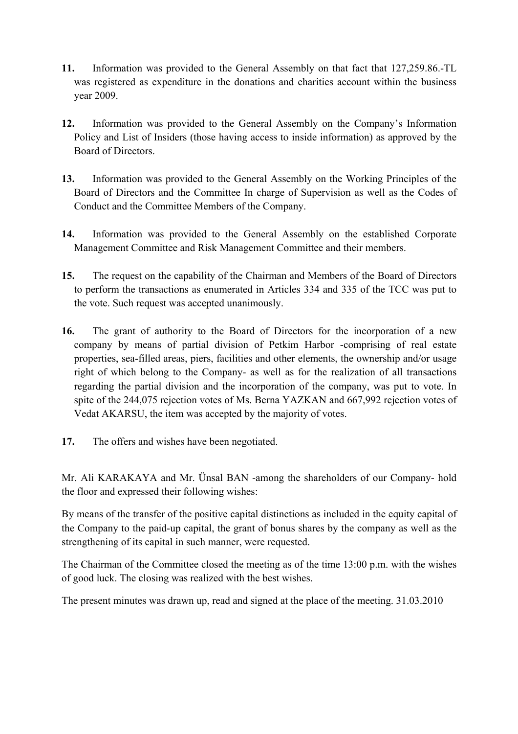**11.** Information was provided to the General Assembly on that fact that 127,259.86.-TL was registered as expenditure in the donations and charities account within the business year 2009.

**12.** Information was provided to the General Assembly on the Company's Information Policy and List of Insiders (those having access to inside information) as approved by the Board of Directors.

**13.** Information was provided to the General Assembly on the Working Principles of the Board of Directors and the Committee In charge of Supervision as well as the Codes of Conduct and the Committee Members of the Company.

**14.** Information was provided to the General Assembly on the established Corporate Management Committee and Risk Management Committee and their members.

**15.** The request on the capability of the Chairman and Members of the Board of Directors to perform the transactions as enumerated in Articles 334 and 335 of the TCC was put to the vote. Such request was accepted unanimously.

**16.** The grant of authority to the Board of Directors for the incorporation of a new company by means of partial division of Petkim Harbor -comprising of real estate properties, sea-filled areas, piers, facilities and other elements, the ownership and/or usage right of which belong to the Company- as well as for the realization of all transactions regarding the partial division and the incorporation of the company, was put to vote. In spite of the 244,075 rejection votes of Ms. Berna YAZKAN and 667,992 rejection votes of Vedat AKARSU, the item was accepted by the majority of votes.

**17.** The offers and wishes have been negotiated.

Mr. Ali KARAKAYA and Mr. Ünsal BAN -among the shareholders of our Company- hold the floor and expressed their following wishes:

By means of the transfer of the positive capital distinctions as included in the equity capital of the Company to the paid-up capital, the grant of bonus shares by the company as well as the strengthening of its capital in such manner, were requested.

The Chairman of the Committee closed the meeting as of the time 13:00 p.m. with the wishes of good luck. The closing was realized with the best wishes.

The present minutes was drawn up, read and signed at the place of the meeting. 31.03.2010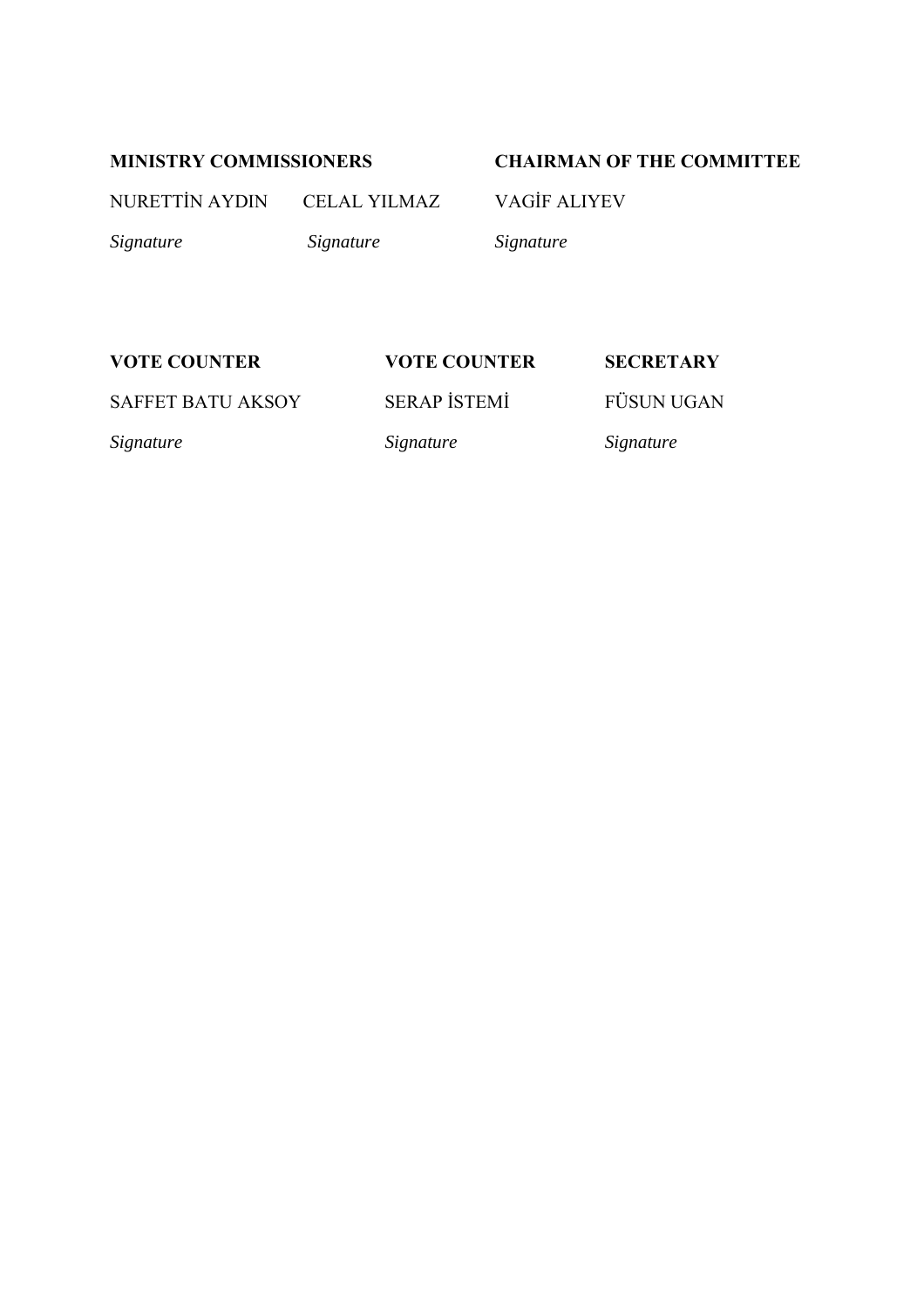| **MINISTRY COMMISSIONERS** | | **CHAIRMAN OF THE COMMITTEE** |
| --- | --- | --- |
| NURETTİN AYDIN | CELAL YILMAZ | VAGİF ALIYEV |
| *Signature* | *Signature* | *Signature* |

| **VOTE COUNTER** | **VOTE COUNTER** | **SECRETARY** |
| --- | --- | --- |
| SAFFET BATU AKSOY | SERAP İSTEMİ | FÜSUN UGAN |
| *Signature* | *Signature* | *Signature* |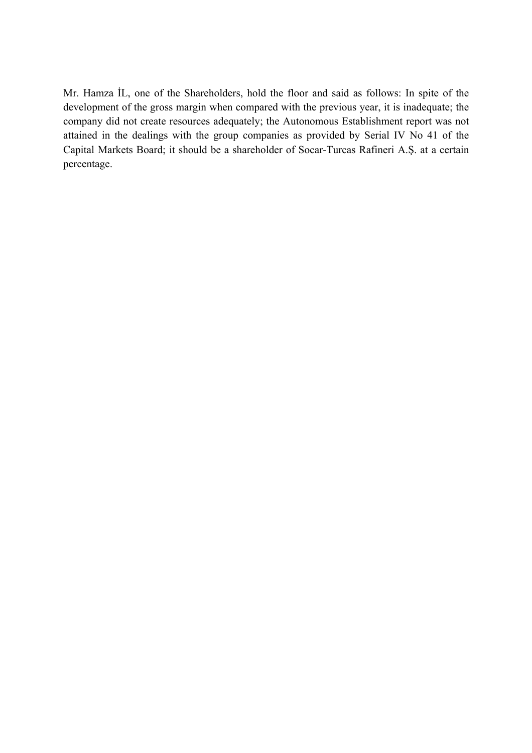Mr. Hamza İL, one of the Shareholders, hold the floor and said as follows: In spite of the development of the gross margin when compared with the previous year, it is inadequate; the company did not create resources adequately; the Autonomous Establishment report was not attained in the dealings with the group companies as provided by Serial IV No 41 of the Capital Markets Board; it should be a shareholder of Socar-Turcas Rafineri A.Ş. at a certain percentage.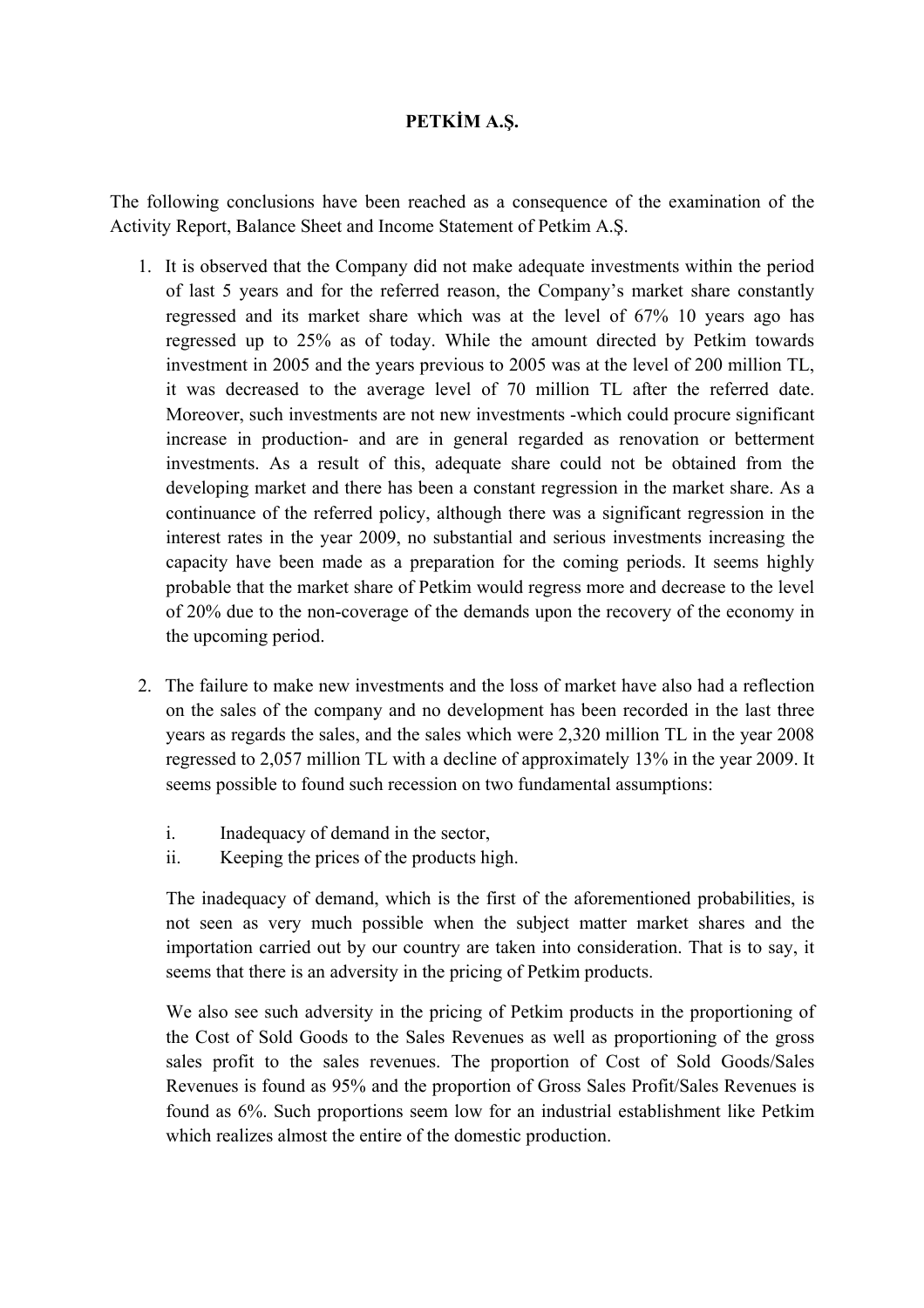**PETKİM A.Ş.**

The following conclusions have been reached as a consequence of the examination of the Activity Report, Balance Sheet and Income Statement of Petkim A.Ş.

1. It is observed that the Company did not make adequate investments within the period of last 5 years and for the referred reason, the Company's market share constantly regressed and its market share which was at the level of 67% 10 years ago has regressed up to 25% as of today. While the amount directed by Petkim towards investment in 2005 and the years previous to 2005 was at the level of 200 million TL, it was decreased to the average level of 70 million TL after the referred date. Moreover, such investments are not new investments -which could procure significant increase in production- and are in general regarded as renovation or betterment investments. As a result of this, adequate share could not be obtained from the developing market and there has been a constant regression in the market share. As a continuance of the referred policy, although there was a significant regression in the interest rates in the year 2009, no substantial and serious investments increasing the capacity have been made as a preparation for the coming periods. It seems highly probable that the market share of Petkim would regress more and decrease to the level of 20% due to the non-coverage of the demands upon the recovery of the economy in the upcoming period.

2. The failure to make new investments and the loss of market have also had a reflection on the sales of the company and no development has been recorded in the last three years as regards the sales, and the sales which were 2,320 million TL in the year 2008 regressed to 2,057 million TL with a decline of approximately 13% in the year 2009. It seems possible to found such recession on two fundamental assumptions:

   i. Inadequacy of demand in the sector,
   ii. Keeping the prices of the products high.

   The inadequacy of demand, which is the first of the aforementioned probabilities, is not seen as very much possible when the subject matter market shares and the importation carried out by our country are taken into consideration. That is to say, it seems that there is an adversity in the pricing of Petkim products.

   We also see such adversity in the pricing of Petkim products in the proportioning of the Cost of Sold Goods to the Sales Revenues as well as proportioning of the gross sales profit to the sales revenues. The proportion of Cost of Sold Goods/Sales Revenues is found as 95% and the proportion of Gross Sales Profit/Sales Revenues is found as 6%. Such proportions seem low for an industrial establishment like Petkim which realizes almost the entire of the domestic production.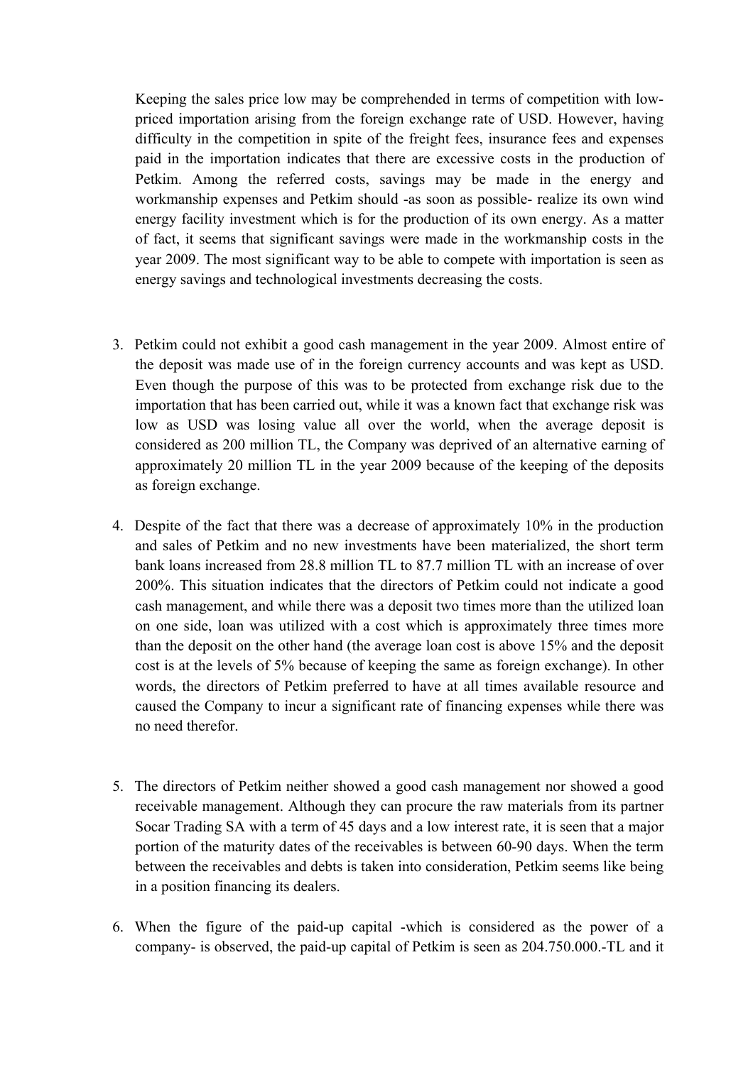Keeping the sales price low may be comprehended in terms of competition with low-priced importation arising from the foreign exchange rate of USD. However, having difficulty in the competition in spite of the freight fees, insurance fees and expenses paid in the importation indicates that there are excessive costs in the production of Petkim. Among the referred costs, savings may be made in the energy and workmanship expenses and Petkim should -as soon as possible- realize its own wind energy facility investment which is for the production of its own energy. As a matter of fact, it seems that significant savings were made in the workmanship costs in the year 2009. The most significant way to be able to compete with importation is seen as energy savings and technological investments decreasing the costs.

3. Petkim could not exhibit a good cash management in the year 2009. Almost entire of the deposit was made use of in the foreign currency accounts and was kept as USD. Even though the purpose of this was to be protected from exchange risk due to the importation that has been carried out, while it was a known fact that exchange risk was low as USD was losing value all over the world, when the average deposit is considered as 200 million TL, the Company was deprived of an alternative earning of approximately 20 million TL in the year 2009 because of the keeping of the deposits as foreign exchange.

4. Despite of the fact that there was a decrease of approximately 10% in the production and sales of Petkim and no new investments have been materialized, the short term bank loans increased from 28.8 million TL to 87.7 million TL with an increase of over 200%. This situation indicates that the directors of Petkim could not indicate a good cash management, and while there was a deposit two times more than the utilized loan on one side, loan was utilized with a cost which is approximately three times more than the deposit on the other hand (the average loan cost is above 15% and the deposit cost is at the levels of 5% because of keeping the same as foreign exchange). In other words, the directors of Petkim preferred to have at all times available resource and caused the Company to incur a significant rate of financing expenses while there was no need therefor.

5. The directors of Petkim neither showed a good cash management nor showed a good receivable management. Although they can procure the raw materials from its partner Socar Trading SA with a term of 45 days and a low interest rate, it is seen that a major portion of the maturity dates of the receivables is between 60-90 days. When the term between the receivables and debts is taken into consideration, Petkim seems like being in a position financing its dealers.

6. When the figure of the paid-up capital -which is considered as the power of a company- is observed, the paid-up capital of Petkim is seen as 204.750.000.-TL and it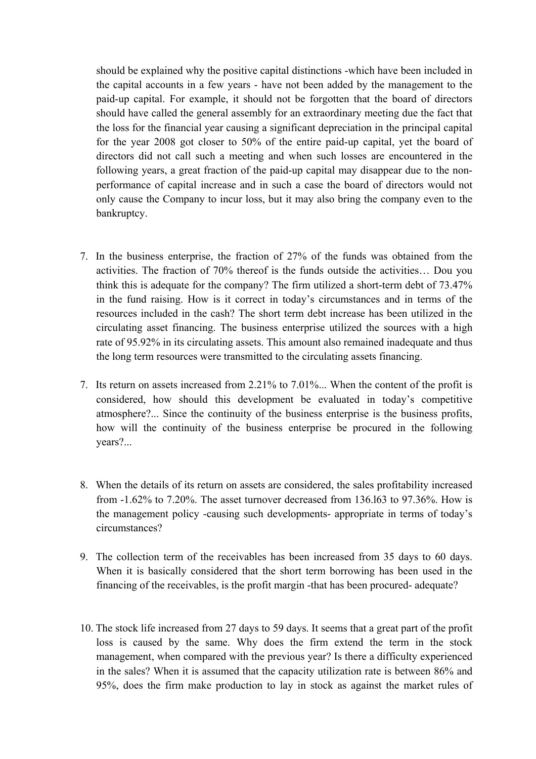should be explained why the positive capital distinctions -which have been included in the capital accounts in a few years - have not been added by the management to the paid-up capital. For example, it should not be forgotten that the board of directors should have called the general assembly for an extraordinary meeting due the fact that the loss for the financial year causing a significant depreciation in the principal capital for the year 2008 got closer to 50% of the entire paid-up capital, yet the board of directors did not call such a meeting and when such losses are encountered in the following years, a great fraction of the paid-up capital may disappear due to the non-performance of capital increase and in such a case the board of directors would not only cause the Company to incur loss, but it may also bring the company even to the bankruptcy.

7. In the business enterprise, the fraction of 27% of the funds was obtained from the activities. The fraction of 70% thereof is the funds outside the activities… Dou you think this is adequate for the company? The firm utilized a short-term debt of 73.47% in the fund raising. How is it correct in today's circumstances and in terms of the resources included in the cash? The short term debt increase has been utilized in the circulating asset financing. The business enterprise utilized the sources with a high rate of 95.92% in its circulating assets. This amount also remained inadequate and thus the long term resources were transmitted to the circulating assets financing.

7. Its return on assets increased from 2.21% to 7.01%... When the content of the profit is considered, how should this development be evaluated in today's competitive atmosphere?... Since the continuity of the business enterprise is the business profits, how will the continuity of the business enterprise be procured in the following years?...

8. When the details of its return on assets are considered, the sales profitability increased from -1.62% to 7.20%. The asset turnover decreased from 136.l63 to 97.36%. How is the management policy -causing such developments- appropriate in terms of today's circumstances?

9. The collection term of the receivables has been increased from 35 days to 60 days. When it is basically considered that the short term borrowing has been used in the financing of the receivables, is the profit margin -that has been procured- adequate?

10. The stock life increased from 27 days to 59 days. It seems that a great part of the profit loss is caused by the same. Why does the firm extend the term in the stock management, when compared with the previous year? Is there a difficulty experienced in the sales? When it is assumed that the capacity utilization rate is between 86% and 95%, does the firm make production to lay in stock as against the market rules of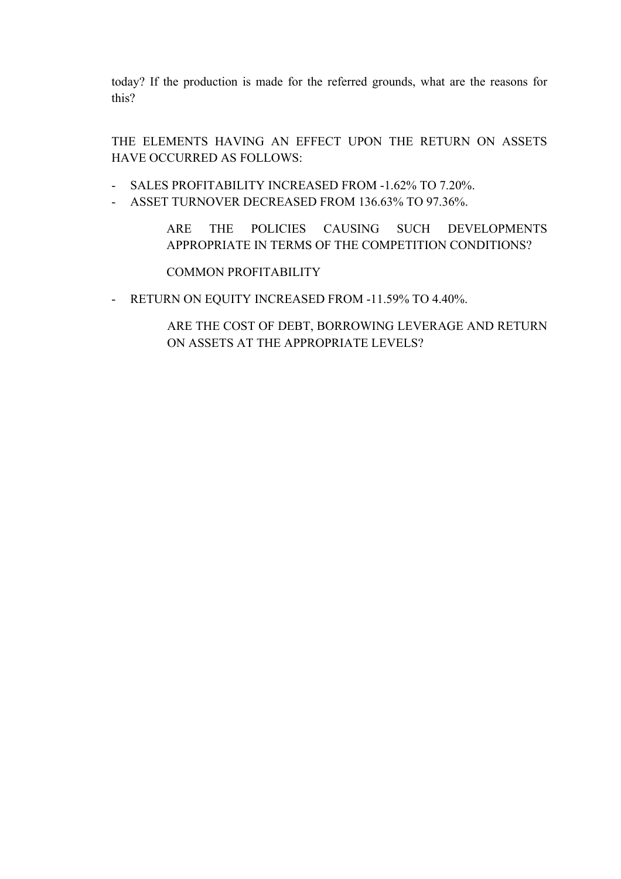today? If the production is made for the referred grounds, what are the reasons for this?

THE ELEMENTS HAVING AN EFFECT UPON THE RETURN ON ASSETS HAVE OCCURRED AS FOLLOWS:

- SALES PROFITABILITY INCREASED FROM -1.62% TO 7.20%.
- ASSET TURNOVER DECREASED FROM 136.63% TO 97.36%.

    ARE THE POLICIES CAUSING SUCH DEVELOPMENTS APPROPRIATE IN TERMS OF THE COMPETITION CONDITIONS?

    COMMON PROFITABILITY

- RETURN ON EQUITY INCREASED FROM -11.59% TO 4.40%.

    ARE THE COST OF DEBT, BORROWING LEVERAGE AND RETURN ON ASSETS AT THE APPROPRIATE LEVELS?